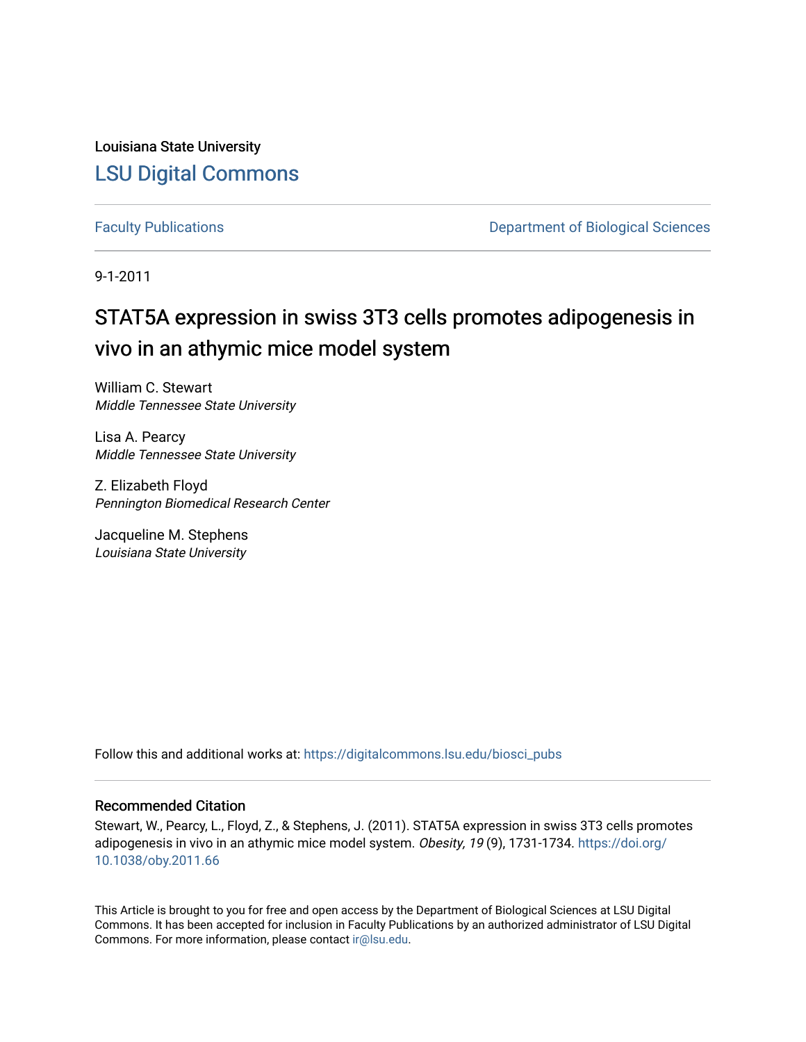Louisiana State University

LSU Digital Commons

Faculty Publications

Department of Biological Sciences

9-1-2011

# STAT5A expression in swiss 3T3 cells promotes adipogenesis in vivo in an athymic mice model system

William C. Stewart
*Middle Tennessee State University*

Lisa A. Pearcy
*Middle Tennessee State University*

Z. Elizabeth Floyd
*Pennington Biomedical Research Center*

Jacqueline M. Stephens
*Louisiana State University*

Follow this and additional works at: https://digitalcommons.lsu.edu/biosci_pubs

## Recommended Citation

Stewart, W., Pearcy, L., Floyd, Z., & Stephens, J. (2011). STAT5A expression in swiss 3T3 cells promotes adipogenesis in vivo in an athymic mice model system. *Obesity, 19* (9), 1731-1734. https://doi.org/10.1038/oby.2011.66

This Article is brought to you for free and open access by the Department of Biological Sciences at LSU Digital Commons. It has been accepted for inclusion in Faculty Publications by an authorized administrator of LSU Digital Commons. For more information, please contact ir@lsu.edu.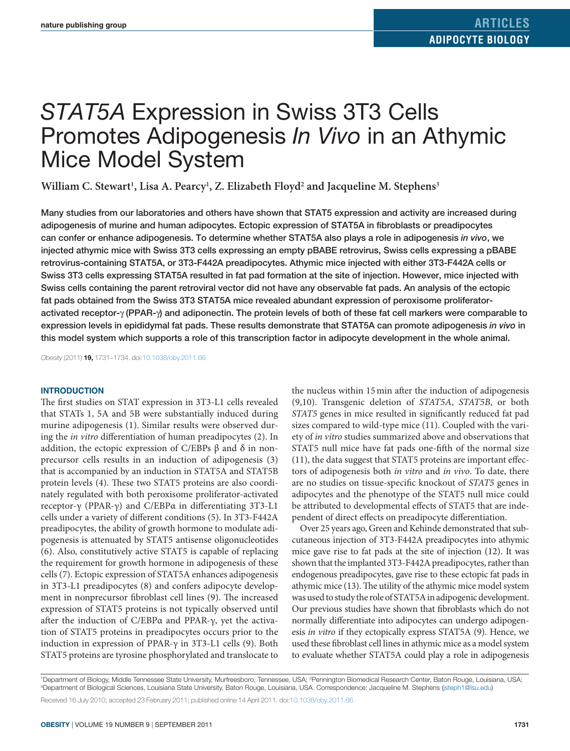# *STAT5A* Expression in Swiss 3T3 Cells Promotes Adipogenesis *In Vivo* in an Athymic Mice Model System

**William C. Stewart[1], Lisa A. Pearcy[1], Z. Elizabeth Floyd[2] and Jacqueline M. Stephens[3]**

Many studies from our laboratories and others have shown that STAT5 expression and activity are increased during adipogenesis of murine and human adipocytes. Ectopic expression of STAT5A in fibroblasts or preadipocytes can confer or enhance adipogenesis. To determine whether STAT5A also plays a role in adipogenesis *in vivo*, we injected athymic mice with Swiss 3T3 cells expressing an empty pBABE retrovirus, Swiss cells expressing a pBABE retrovirus-containing STAT5A, or 3T3-F442A preadipocytes. Athymic mice injected with either 3T3-F442A cells or Swiss 3T3 cells expressing STAT5A resulted in fat pad formation at the site of injection. However, mice injected with Swiss cells containing the parent retroviral vector did not have any observable fat pads. An analysis of the ectopic fat pads obtained from the Swiss 3T3 STAT5A mice revealed abundant expression of peroxisome proliferator-activated receptor-γ (PPAR-γ) and adiponectin. The protein levels of both of these fat cell markers were comparable to expression levels in epididymal fat pads. These results demonstrate that STAT5A can promote adipogenesis *in vivo* in this model system which supports a role of this transcription factor in adipocyte development in the whole animal.

*Obesity* (2011) **19,** 1731–1734. doi:10.1038/oby.2011.66

## INTRODUCTION

The first studies on STAT expression in 3T3-L1 cells revealed that STATs 1, 5A and 5B were substantially induced during murine adipogenesis (1). Similar results were observed during the *in vitro* differentiation of human preadipocytes (2). In addition, the ectopic expression of C/EBPs β and δ in nonprecursor cells results in an induction of adipogenesis (3) that is accompanied by an induction in STAT5A and STAT5B protein levels (4). These two STAT5 proteins are also coordinately regulated with both peroxisome proliferator-activated receptor-γ (PPAR-γ) and C/EBPα in differentiating 3T3-L1 cells under a variety of different conditions (5). In 3T3-F442A preadipocytes, the ability of growth hormone to modulate adipogenesis is attenuated by STAT5 antisense oligonucleotides (6). Also, constitutively active STAT5 is capable of replacing the requirement for growth hormone in adipogenesis of these cells (7). Ectopic expression of STAT5A enhances adipogenesis in 3T3-L1 preadipocytes (8) and confers adipocyte development in nonprecursor fibroblast cell lines (9). The increased expression of STAT5 proteins is not typically observed until after the induction of C/EBPα and PPAR-γ, yet the activation of STAT5 proteins in preadipocytes occurs prior to the induction in expression of PPAR-γ in 3T3-L1 cells (9). Both STAT5 proteins are tyrosine phosphorylated and translocate to the nucleus within 15 min after the induction of adipogenesis (9,10). Transgenic deletion of *STAT5A*, *STAT5B*, or both *STAT5* genes in mice resulted in significantly reduced fat pad sizes compared to wild-type mice (11). Coupled with the variety of *in vitro* studies summarized above and observations that STAT5 null mice have fat pads one-fifth of the normal size (11), the data suggest that STAT5 proteins are important effectors of adipogenesis both *in vitro* and *in vivo*. To date, there are no studies on tissue-specific knockout of *STAT5* genes in adipocytes and the phenotype of the STAT5 null mice could be attributed to developmental effects of STAT5 that are independent of direct effects on preadipocyte differentiation.

Over 25 years ago, Green and Kehinde demonstrated that subcutaneous injection of 3T3-F442A preadipocytes into athymic mice gave rise to fat pads at the site of injection (12). It was shown that the implanted 3T3-F442A preadipocytes, rather than endogenous preadipocytes, gave rise to these ectopic fat pads in athymic mice (13). The utility of the athymic mice model system was used to study the role of STAT5A in adipogenic development. Our previous studies have shown that fibroblasts which do not normally differentiate into adipocytes can undergo adipogenesis *in vitro* if they ectopically express STAT5A (9). Hence, we used these fibroblast cell lines in athymic mice as a model system to evaluate whether STAT5A could play a role in adipogenesis

[1]Department of Biology, Middle Tennessee State University, Murfreesboro, Tennessee, USA; [2]Pennington Biomedical Research Center, Baton Rouge, Louisiana, USA; [3]Department of Biological Sciences, Louisiana State University, Baton Rouge, Louisiana, USA. Correspondence: Jacqueline M. Stephens (jsteph1@lsu.edu)

Received 16 July 2010; accepted 23 February 2011; published online 14 April 2011. doi:10.1038/oby.2011.66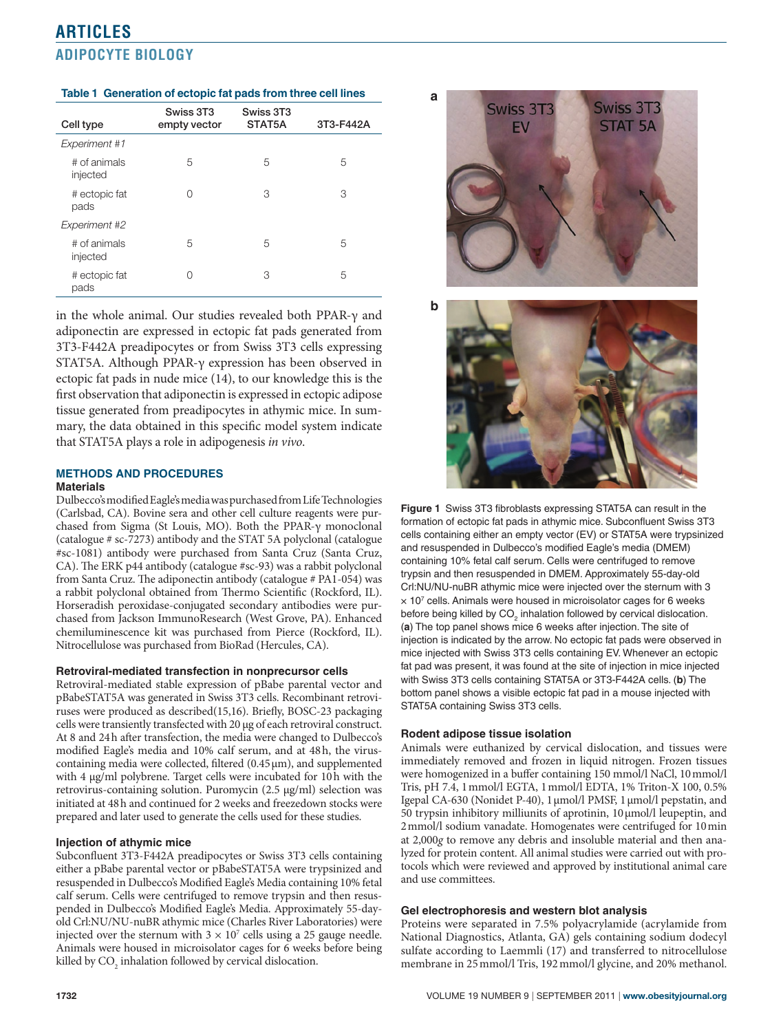**Table 1 Generation of ectopic fat pads from three cell lines**

| Cell type | Swiss 3T3 empty vector | Swiss 3T3 STAT5A | 3T3-F442A |
|---|---|---|---|
| *Experiment #1* | | | |
| # of animals injected | 5 | 5 | 5 |
| # ectopic fat pads | 0 | 3 | 3 |
| *Experiment #2* | | | |
| # of animals injected | 5 | 5 | 5 |
| # ectopic fat pads | 0 | 3 | 5 |

in the whole animal. Our studies revealed both PPAR-γ and adiponectin are expressed in ectopic fat pads generated from 3T3-F442A preadipocytes or from Swiss 3T3 cells expressing STAT5A. Although PPAR-γ expression has been observed in ectopic fat pads in nude mice (14), to our knowledge this is the first observation that adiponectin is expressed in ectopic adipose tissue generated from preadipocytes in athymic mice. In summary, the data obtained in this specific model system indicate that STAT5A plays a role in adipogenesis *in vivo*.

## METHODS AND PROCEDURES

### Materials

Dulbecco's modified Eagle's media was purchased from Life Technologies (Carlsbad, CA). Bovine sera and other cell culture reagents were purchased from Sigma (St Louis, MO). Both the PPAR-γ monoclonal (catalogue # sc-7273) antibody and the STAT 5A polyclonal (catalogue #sc-1081) antibody were purchased from Santa Cruz (Santa Cruz, CA). The ERK p44 antibody (catalogue #sc-93) was a rabbit polyclonal from Santa Cruz. The adiponectin antibody (catalogue # PA1-054) was a rabbit polyclonal obtained from Thermo Scientific (Rockford, IL). Horseradish peroxidase-conjugated secondary antibodies were purchased from Jackson ImmunoResearch (West Grove, PA). Enhanced chemiluminescence kit was purchased from Pierce (Rockford, IL). Nitrocellulose was purchased from BioRad (Hercules, CA).

### Retroviral-mediated transfection in nonprecursor cells

Retroviral-mediated stable expression of pBabe parental vector and pBabeSTAT5A was generated in Swiss 3T3 cells. Recombinant retroviruses were produced as described(15,16). Briefly, BOSC-23 packaging cells were transiently transfected with 20 μg of each retroviral construct. At 8 and 24 h after transfection, the media were changed to Dulbecco's modified Eagle's media and 10% calf serum, and at 48 h, the virus-containing media were collected, filtered (0.45 μm), and supplemented with 4 μg/ml polybrene. Target cells were incubated for 10 h with the retrovirus-containing solution. Puromycin (2.5 μg/ml) selection was initiated at 48 h and continued for 2 weeks and freezedown stocks were prepared and later used to generate the cells used for these studies.

### Injection of athymic mice

Subconfluent 3T3-F442A preadipocytes or Swiss 3T3 cells containing either a pBabe parental vector or pBabeSTAT5A were trypsinized and resuspended in Dulbecco's Modified Eagle's Media containing 10% fetal calf serum. Cells were centrifuged to remove trypsin and then resuspended in Dulbecco's Modified Eagle's Media. Approximately 55-day-old Crl:NU/NU-nuBR athymic mice (Charles River Laboratories) were injected over the sternum with $3 \times 10^7$ cells using a 25 gauge needle. Animals were housed in microisolator cages for 6 weeks before being killed by $CO_2$ inhalation followed by cervical dislocation.

**Figure 1** Swiss 3T3 fibroblasts expressing STAT5A can result in the formation of ectopic fat pads in athymic mice. Subconfluent Swiss 3T3 cells containing either an empty vector (EV) or STAT5A were trypsinized and resuspended in Dulbecco's modified Eagle's media (DMEM) containing 10% fetal calf serum. Cells were centrifuged to remove trypsin and then resuspended in DMEM. Approximately 55-day-old Crl:NU/NU-nuBR athymic mice were injected over the sternum with 3 × $10^7$ cells. Animals were housed in microisolator cages for 6 weeks before being killed by $CO_2$ inhalation followed by cervical dislocation. (**a**) The top panel shows mice 6 weeks after injection. The site of injection is indicated by the arrow. No ectopic fat pads were observed in mice injected with Swiss 3T3 cells containing EV. Whenever an ectopic fat pad was present, it was found at the site of injection in mice injected with Swiss 3T3 cells containing STAT5A or 3T3-F442A cells. (**b**) The bottom panel shows a visible ectopic fat pad in a mouse injected with STAT5A containing Swiss 3T3 cells.

### Rodent adipose tissue isolation

Animals were euthanized by cervical dislocation, and tissues were immediately removed and frozen in liquid nitrogen. Frozen tissues were homogenized in a buffer containing 150 mmol/l NaCl, 10 mmol/l Tris, pH 7.4, 1 mmol/l EGTA, 1 mmol/l EDTA, 1% Triton-X 100, 0.5% Igepal CA-630 (Nonidet P-40), 1 μmol/l PMSF, 1 μmol/l pepstatin, and 50 trypsin inhibitory milliunits of aprotinin, 10 μmol/l leupeptin, and 2 mmol/l sodium vanadate. Homogenates were centrifuged for 10 min at 2,000*g* to remove any debris and insoluble material and then analyzed for protein content. All animal studies were carried out with protocols which were reviewed and approved by institutional animal care and use committees.

### Gel electrophoresis and western blot analysis

Proteins were separated in 7.5% polyacrylamide (acrylamide from National Diagnostics, Atlanta, GA) gels containing sodium dodecyl sulfate according to Laemmli (17) and transferred to nitrocellulose membrane in 25 mmol/l Tris, 192 mmol/l glycine, and 20% methanol.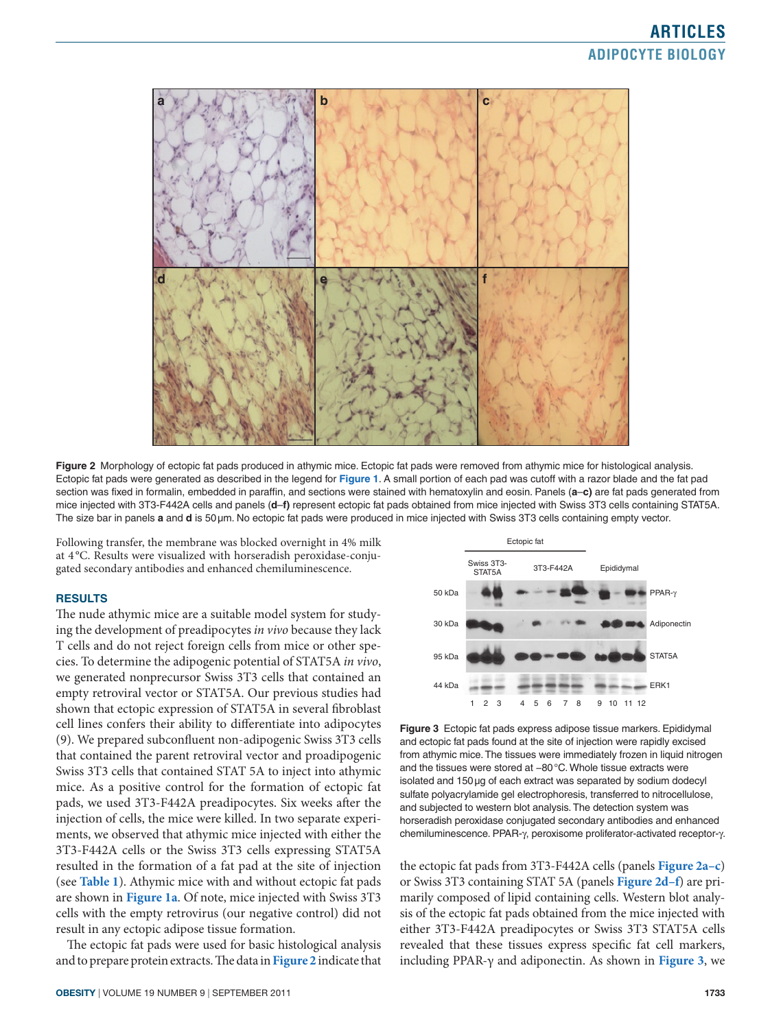Figure 2 Morphology of ectopic fat pads produced in athymic mice. Ectopic fat pads were removed from athymic mice for histological analysis. Ectopic fat pads were generated as described in the legend for Figure 1. A small portion of each pad was cutoff with a razor blade and the fat pad section was fixed in formalin, embedded in paraffin, and sections were stained with hematoxylin and eosin. Panels (**a**–**c**) are fat pads generated from mice injected with 3T3-F442A cells and panels (**d**–**f**) represent ectopic fat pads obtained from mice injected with Swiss 3T3 cells containing STAT5A. The size bar in panels **a** and **d** is 50 μm. No ectopic fat pads were produced in mice injected with Swiss 3T3 cells containing empty vector.

Following transfer, the membrane was blocked overnight in 4% milk at 4 °C. Results were visualized with horseradish peroxidase-conjugated secondary antibodies and enhanced chemiluminescence.

## RESULTS

The nude athymic mice are a suitable model system for studying the development of preadipocytes *in vivo* because they lack T cells and do not reject foreign cells from mice or other species. To determine the adipogenic potential of STAT5A *in vivo*, we generated nonprecursor Swiss 3T3 cells that contained an empty retroviral vector or STAT5A. Our previous studies had shown that ectopic expression of STAT5A in several fibroblast cell lines confers their ability to differentiate into adipocytes (9). We prepared subconfluent non-adipogenic Swiss 3T3 cells that contained the parent retroviral vector and proadipogenic Swiss 3T3 cells that contained STAT 5A to inject into athymic mice. As a positive control for the formation of ectopic fat pads, we used 3T3-F442A preadipocytes. Six weeks after the injection of cells, the mice were killed. In two separate experiments, we observed that athymic mice injected with either the 3T3-F442A cells or the Swiss 3T3 cells expressing STAT5A resulted in the formation of a fat pad at the site of injection (see Table 1). Athymic mice with and without ectopic fat pads are shown in Figure 1a. Of note, mice injected with Swiss 3T3 cells with the empty retrovirus (our negative control) did not result in any ectopic adipose tissue formation.

The ectopic fat pads were used for basic histological analysis and to prepare protein extracts. The data in Figure 2 indicate that the ectopic fat pads from 3T3-F442A cells (panels Figure 2a–c) or Swiss 3T3 containing STAT 5A (panels Figure 2d–f) are primarily composed of lipid containing cells. Western blot analysis of the ectopic fat pads obtained from the mice injected with either 3T3-F442A preadipocytes or Swiss 3T3 STAT5A cells revealed that these tissues express specific fat cell markers, including PPAR-γ and adiponectin. As shown in Figure 3, we

Figure 3 Ectopic fat pads express adipose tissue markers. Epididymal and ectopic fat pads found at the site of injection were rapidly excised from athymic mice. The tissues were immediately frozen in liquid nitrogen and the tissues were stored at −80 °C. Whole tissue extracts were isolated and 150 μg of each extract was separated by sodium dodecyl sulfate polyacrylamide gel electrophoresis, transferred to nitrocellulose, and subjected to western blot analysis. The detection system was horseradish peroxidase conjugated secondary antibodies and enhanced chemiluminescence. PPAR-γ, peroxisome proliferator-activated receptor-γ.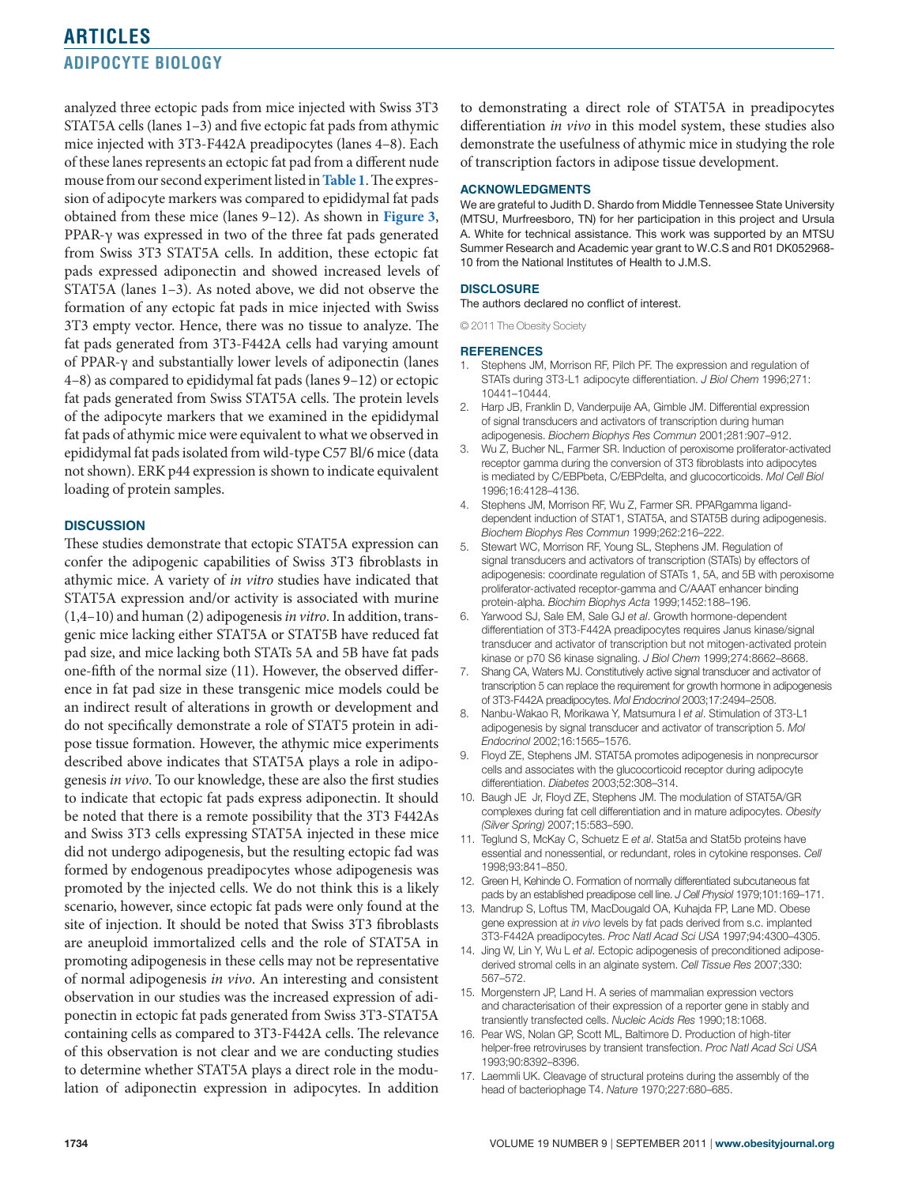analyzed three ectopic pads from mice injected with Swiss 3T3 STAT5A cells (lanes 1–3) and five ectopic fat pads from athymic mice injected with 3T3-F442A preadipocytes (lanes 4–8). Each of these lanes represents an ectopic fat pad from a different nude mouse from our second experiment listed in **Table 1**. The expression of adipocyte markers was compared to epididymal fat pads obtained from these mice (lanes 9–12). As shown in **Figure 3**, PPAR-γ was expressed in two of the three fat pads generated from Swiss 3T3 STAT5A cells. In addition, these ectopic fat pads expressed adiponectin and showed increased levels of STAT5A (lanes 1–3). As noted above, we did not observe the formation of any ectopic fat pads in mice injected with Swiss 3T3 empty vector. Hence, there was no tissue to analyze. The fat pads generated from 3T3-F442A cells had varying amount of PPAR-γ and substantially lower levels of adiponectin (lanes 4–8) as compared to epididymal fat pads (lanes 9–12) or ectopic fat pads generated from Swiss STAT5A cells. The protein levels of the adipocyte markers that we examined in the epididymal fat pads of athymic mice were equivalent to what we observed in epididymal fat pads isolated from wild-type C57 Bl/6 mice (data not shown). ERK p44 expression is shown to indicate equivalent loading of protein samples.

## DISCUSSION

These studies demonstrate that ectopic STAT5A expression can confer the adipogenic capabilities of Swiss 3T3 fibroblasts in athymic mice. A variety of *in vitro* studies have indicated that STAT5A expression and/or activity is associated with murine (1,4–10) and human (2) adipogenesis *in vitro*. In addition, transgenic mice lacking either STAT5A or STAT5B have reduced fat pad size, and mice lacking both STATs 5A and 5B have fat pads one-fifth of the normal size (11). However, the observed difference in fat pad size in these transgenic mice models could be an indirect result of alterations in growth or development and do not specifically demonstrate a role of STAT5 protein in adipose tissue formation. However, the athymic mice experiments described above indicates that STAT5A plays a role in adipogenesis *in vivo*. To our knowledge, these are also the first studies to indicate that ectopic fat pads express adiponectin. It should be noted that there is a remote possibility that the 3T3 F442As and Swiss 3T3 cells expressing STAT5A injected in these mice did not undergo adipogenesis, but the resulting ectopic fad was formed by endogenous preadipocytes whose adipogenesis was promoted by the injected cells. We do not think this is a likely scenario, however, since ectopic fat pads were only found at the site of injection. It should be noted that Swiss 3T3 fibroblasts are aneuploid immortalized cells and the role of STAT5A in promoting adipogenesis in these cells may not be representative of normal adipogenesis *in vivo*. An interesting and consistent observation in our studies was the increased expression of adiponectin in ectopic fat pads generated from Swiss 3T3-STAT5A containing cells as compared to 3T3-F442A cells. The relevance of this observation is not clear and we are conducting studies to determine whether STAT5A plays a direct role in the modulation of adiponectin expression in adipocytes. In addition to demonstrating a direct role of STAT5A in preadipocytes differentiation *in vivo* in this model system, these studies also demonstrate the usefulness of athymic mice in studying the role of transcription factors in adipose tissue development.

### ACKNOWLEDGMENTS

We are grateful to Judith D. Shardo from Middle Tennessee State University (MTSU, Murfreesboro, TN) for her participation in this project and Ursula A. White for technical assistance. This work was supported by an MTSU Summer Research and Academic year grant to W.C.S and R01 DK052968-10 from the National Institutes of Health to J.M.S.

### DISCLOSURE

The authors declared no conflict of interest.

© 2011 The Obesity Society

### REFERENCES

1. Stephens JM, Morrison RF, Pilch PF. The expression and regulation of STATs during 3T3-L1 adipocyte differentiation. *J Biol Chem* 1996;271: 10441–10444.
2. Harp JB, Franklin D, Vanderpuije AA, Gimble JM. Differential expression of signal transducers and activators of transcription during human adipogenesis. *Biochem Biophys Res Commun* 2001;281:907–912.
3. Wu Z, Bucher NL, Farmer SR. Induction of peroxisome proliferator-activated receptor gamma during the conversion of 3T3 fibroblasts into adipocytes is mediated by C/EBPbeta, C/EBPdelta, and glucocorticoids. *Mol Cell Biol* 1996;16:4128–4136.
4. Stephens JM, Morrison RF, Wu Z, Farmer SR. PPARgamma ligand-dependent induction of STAT1, STAT5A, and STAT5B during adipogenesis. *Biochem Biophys Res Commun* 1999;262:216–222.
5. Stewart WC, Morrison RF, Young SL, Stephens JM. Regulation of signal transducers and activators of transcription (STATs) by effectors of adipogenesis: coordinate regulation of STATs 1, 5A, and 5B with peroxisome proliferator-activated receptor-gamma and C/AAAT enhancer binding protein-alpha. *Biochim Biophys Acta* 1999;1452:188–196.
6. Yarwood SJ, Sale EM, Sale GJ *et al*. Growth hormone-dependent differentiation of 3T3-F442A preadipocytes requires Janus kinase/signal transducer and activator of transcription but not mitogen-activated protein kinase or p70 S6 kinase signaling. *J Biol Chem* 1999;274:8662–8668.
7. Shang CA, Waters MJ. Constitutively active signal transducer and activator of transcription 5 can replace the requirement for growth hormone in adipogenesis of 3T3-F442A preadipocytes. *Mol Endocrinol* 2003;17:2494–2508.
8. Nanbu-Wakao R, Morikawa Y, Matsumura I *et al*. Stimulation of 3T3-L1 adipogenesis by signal transducer and activator of transcription 5. *Mol Endocrinol* 2002;16:1565–1576.
9. Floyd ZE, Stephens JM. STAT5A promotes adipogenesis in nonprecursor cells and associates with the glucocorticoid receptor during adipocyte differentiation. *Diabetes* 2003;52:308–314.
10. Baugh JE Jr, Floyd ZE, Stephens JM. The modulation of STAT5A/GR complexes during fat cell differentiation and in mature adipocytes. *Obesity (Silver Spring)* 2007;15:583–590.
11. Teglund S, McKay C, Schuetz E *et al*. Stat5a and Stat5b proteins have essential and nonessential, or redundant, roles in cytokine responses. *Cell* 1998;93:841–850.
12. Green H, Kehinde O. Formation of normally differentiated subcutaneous fat pads by an established preadipose cell line. *J Cell Physiol* 1979;101:169–171.
13. Mandrup S, Loftus TM, MacDougald OA, Kuhajda FP, Lane MD. Obese gene expression at *in vivo* levels by fat pads derived from s.c. implanted 3T3-F442A preadipocytes. *Proc Natl Acad Sci USA* 1997;94:4300–4305.
14. Jing W, Lin Y, Wu L *et al*. Ectopic adipogenesis of preconditioned adipose-derived stromal cells in an alginate system. *Cell Tissue Res* 2007;330: 567–572.
15. Morgenstern JP, Land H. A series of mammalian expression vectors and characterisation of their expression of a reporter gene in stably and transiently transfected cells. *Nucleic Acids Res* 1990;18:1068.
16. Pear WS, Nolan GP, Scott ML, Baltimore D. Production of high-titer helper-free retroviruses by transient transfection. *Proc Natl Acad Sci USA* 1993;90:8392–8396.
17. Laemmli UK. Cleavage of structural proteins during the assembly of the head of bacteriophage T4. *Nature* 1970;227:680–685.